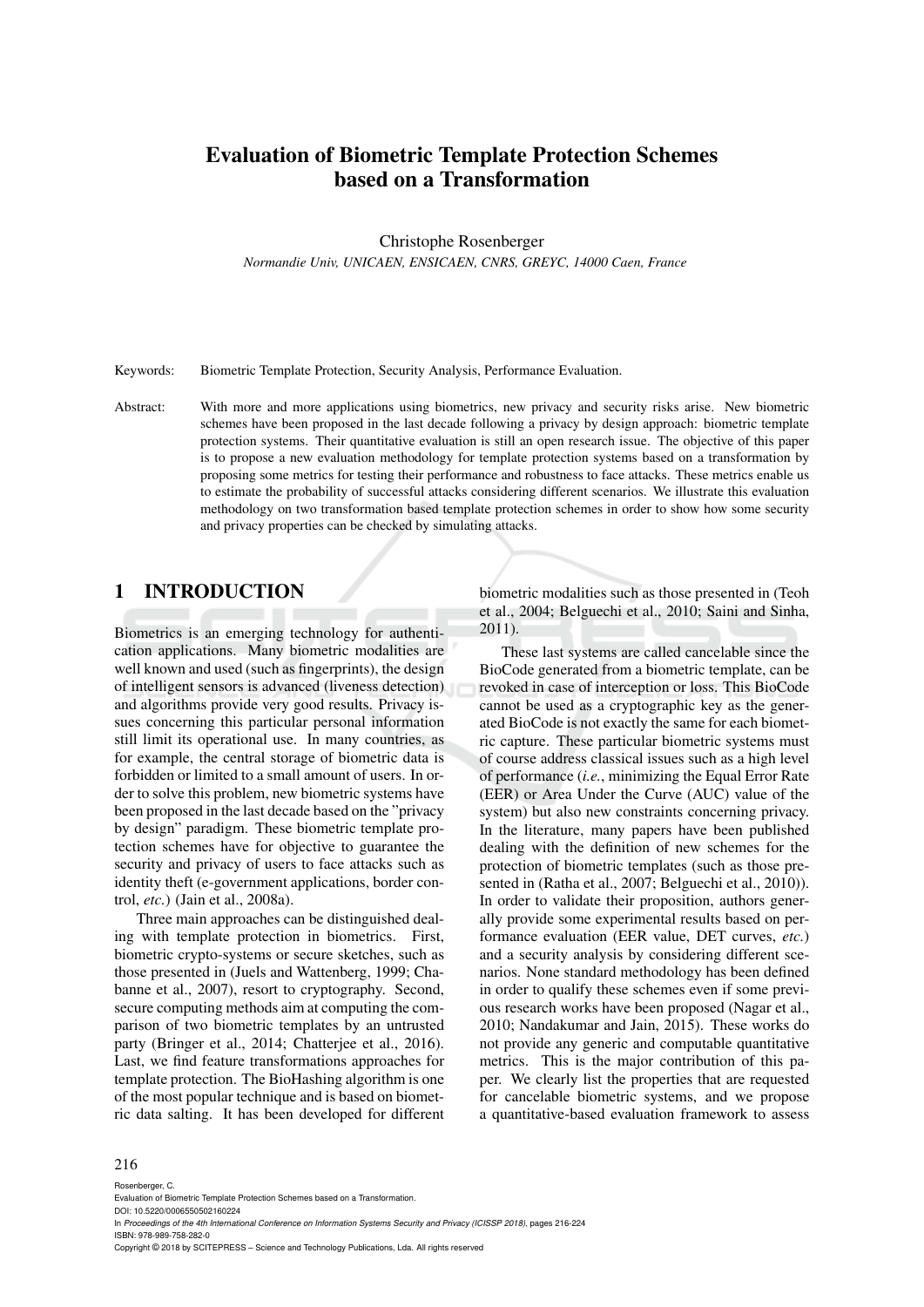# Evaluation of Biometric Template Protection Schemes based on a Transformation

Christophe Rosenberger

*Normandie Univ, UNICAEN, ENSICAEN, CNRS, GREYC, 14000 Caen, France*

Keywords: Biometric Template Protection, Security Analysis, Performance Evaluation.

Abstract: With more and more applications using biometrics, new privacy and security risks arise. New biometric schemes have been proposed in the last decade following a privacy by design approach: biometric template protection systems. Their quantitative evaluation is still an open research issue. The objective of this paper is to propose a new evaluation methodology for template protection systems based on a transformation by proposing some metrics for testing their performance and robustness to face attacks. These metrics enable us to estimate the probability of successful attacks considering different scenarios. We illustrate this evaluation methodology on two transformation based template protection schemes in order to show how some security and privacy properties can be checked by simulating attacks.

## 1 INTRODUCTION

Biometrics is an emerging technology for authentication applications. Many biometric modalities are well known and used (such as fingerprints), the design of intelligent sensors is advanced (liveness detection) and algorithms provide very good results. Privacy issues concerning this particular personal information still limit its operational use. In many countries, as for example, the central storage of biometric data is forbidden or limited to a small amount of users. In order to solve this problem, new biometric systems have been proposed in the last decade based on the "privacy by design" paradigm. These biometric template protection schemes have for objective to guarantee the security and privacy of users to face attacks such as identity theft (e-government applications, border control, *etc.*) (Jain et al., 2008a).

Three main approaches can be distinguished dealing with template protection in biometrics. First, biometric crypto-systems or secure sketches, such as those presented in (Juels and Wattenberg, 1999; Chabanne et al., 2007), resort to cryptography. Second, secure computing methods aim at computing the comparison of two biometric templates by an untrusted party (Bringer et al., 2014; Chatterjee et al., 2016). Last, we find feature transformations approaches for template protection. The BioHashing algorithm is one of the most popular technique and is based on biometric data salting. It has been developed for different biometric modalities such as those presented in (Teoh et al., 2004; Belguechi et al., 2010; Saini and Sinha, 2011).

These last systems are called cancelable since the BioCode generated from a biometric template, can be revoked in case of interception or loss. This BioCode cannot be used as a cryptographic key as the generated BioCode is not exactly the same for each biometric capture. These particular biometric systems must of course address classical issues such as a high level of performance (*i.e.*, minimizing the Equal Error Rate (EER) or Area Under the Curve (AUC) value of the system) but also new constraints concerning privacy. In the literature, many papers have been published dealing with the definition of new schemes for the protection of biometric templates (such as those presented in (Ratha et al., 2007; Belguechi et al., 2010)). In order to validate their proposition, authors generally provide some experimental results based on performance evaluation (EER value, DET curves, *etc.*) and a security analysis by considering different scenarios. None standard methodology has been defined in order to qualify these schemes even if some previous research works have been proposed (Nagar et al., 2010; Nandakumar and Jain, 2015). These works do not provide any generic and computable quantitative metrics. This is the major contribution of this paper. We clearly list the properties that are requested for cancelable biometric systems, and we propose a quantitative-based evaluation framework to assess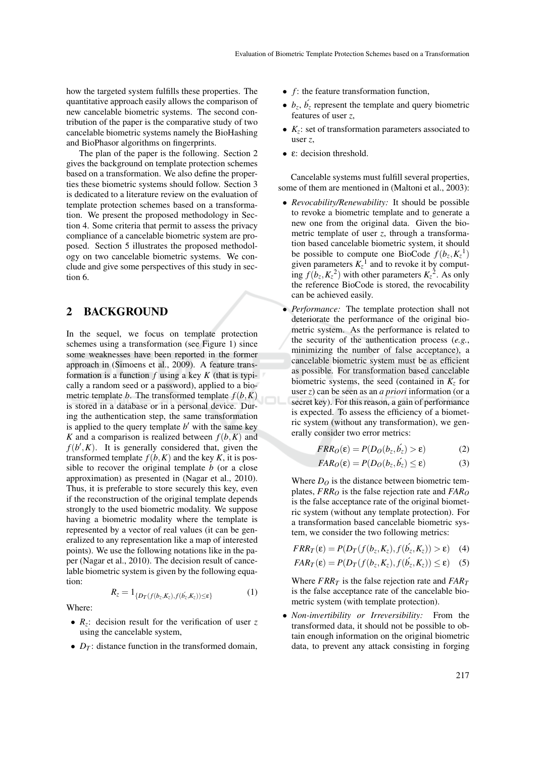how the targeted system fulfills these properties. The quantitative approach easily allows the comparison of new cancelable biometric systems. The second contribution of the paper is the comparative study of two cancelable biometric systems namely the BioHashing and BioPhasor algorithms on fingerprints.

The plan of the paper is the following. Section 2 gives the background on template protection schemes based on a transformation. We also define the properties these biometric systems should follow. Section 3 is dedicated to a literature review on the evaluation of template protection schemes based on a transformation. We present the proposed methodology in Section 4. Some criteria that permit to assess the privacy compliance of a cancelable biometric system are proposed. Section 5 illustrates the proposed methodology on two cancelable biometric systems. We conclude and give some perspectives of this study in section 6.

## 2 BACKGROUND

In the sequel, we focus on template protection schemes using a transformation (see Figure 1) since some weaknesses have been reported in the former approach in (Simoens et al., 2009). A feature transformation is a function $f$ using a key $K$ (that is typically a random seed or a password), applied to a biometric template $b$. The transformed template $f(b,K)$ is stored in a database or in a personal device. During the authentication step, the same transformation is applied to the query template $b'$ with the same key $K$ and a comparison is realized between $f(b,K)$ and $f(b',K)$. It is generally considered that, given the transformed template $f(b,K)$ and the key $K$, it is possible to recover the original template $b$ (or a close approximation) as presented in (Nagar et al., 2010). Thus, it is preferable to store securely this key, even if the reconstruction of the original template depends strongly to the used biometric modality. We suppose having a biometric modality where the template is represented by a vector of real values (it can be generalized to any representation like a map of interested points). We use the following notations like in the paper (Nagar et al., 2010). The decision result of cancelable biometric system is given by the following equation:

$$R_z = 1_{\{D_T(f(b_z,K_z),f(\acute{b_z},K_z))\leq\varepsilon\}} \tag{1}$$

Where:

- $R_z$: decision result for the verification of user $z$ using the cancelable system,
- $D_T$: distance function in the transformed domain,
- $f$: the feature transformation function,
- $b_z$, $\acute{b_z}$ represent the template and query biometric features of user $z$,
- $K_z$: set of transformation parameters associated to user $z$,
- $\varepsilon$: decision threshold.

Cancelable systems must fulfill several properties, some of them are mentioned in (Maltoni et al., 2003):

- *Revocability/Renewability:* It should be possible to revoke a biometric template and to generate a new one from the original data. Given the biometric template of user $z$, through a transformation based cancelable biometric system, it should be possible to compute one BioCode $f(b_z,{K_z}^1)$ given parameters ${K_z}^1$ and to revoke it by computing $f(b_z,{K_z}^2)$ with other parameters ${K_z}^2$. As only the reference BioCode is stored, the revocability can be achieved easily.
- *Performance:* The template protection shall not deteriorate the performance of the original biometric system. As the performance is related to the security of the authentication process (*e.g.*, minimizing the number of false acceptance), a cancelable biometric system must be as efficient as possible. For transformation based cancelable biometric systems, the seed (contained in $K_z$ for user $z$) can be seen as an *a priori* information (or a secret key). For this reason, a gain of performance is expected. To assess the efficiency of a biometric system (without any transformation), we generally consider two error metrics:

$$FRR_O(\varepsilon) = P(D_O(b_z,\acute{b_z}) > \varepsilon) \tag{2}$$

$$FAR_O(\varepsilon) = P(D_O(b_z,\acute{b_z}) \leq \varepsilon) \tag{3}$$

  Where $D_O$ is the distance between biometric templates, $FRR_O$ is the false rejection rate and $FAR_O$ is the false acceptance rate of the original biometric system (without any template protection). For a transformation based cancelable biometric system, we consider the two following metrics:

$$FRR_T(\varepsilon) = P(D_T(f(b_z,K_z),f(\acute{b_z},K_z)) > \varepsilon) \tag{4}$$

$$FAR_T(\varepsilon) = P(D_T(f(b_z,K_z),f(\acute{b_z},K_z)) \leq \varepsilon) \tag{5}$$

  Where $FRR_T$ is the false rejection rate and $FAR_T$ is the false acceptance rate of the cancelable biometric system (with template protection).
- *Non-invertibility or Irreversibility:* From the transformed data, it should not be possible to obtain enough information on the original biometric data, to prevent any attack consisting in forging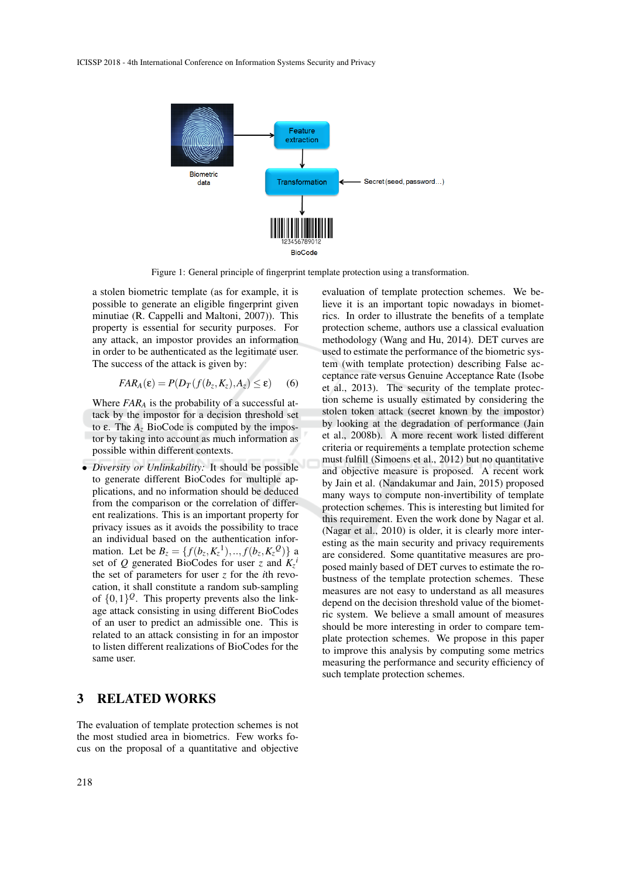Figure 1: General principle of fingerprint template protection using a transformation.

a stolen biometric template (as for example, it is possible to generate an eligible fingerprint given minutiae (R. Cappelli and Maltoni, 2007)). This property is essential for security purposes. For any attack, an impostor provides an information in order to be authenticated as the legitimate user. The success of the attack is given by:

$$FAR_A(\varepsilon) = P(D_T(f(b_z, K_z), A_z) \leq \varepsilon) \quad (6)$$

Where $FAR_A$ is the probability of a successful attack by the impostor for a decision threshold set to ε. The $A_z$ BioCode is computed by the impostor by taking into account as much information as possible within different contexts.

- *Diversity or Unlinkability:* It should be possible to generate different BioCodes for multiple applications, and no information should be deduced from the comparison or the correlation of different realizations. This is an important property for privacy issues as it avoids the possibility to trace an individual based on the authentication information. Let be $B_z = \{f(b_z, K_z^1), ..., f(b_z, K_z^Q)\}$ a set of $Q$ generated BioCodes for user $z$ and $K_z^i$ the set of parameters for user $z$ for the $i$th revocation, it shall constitute a random sub-sampling of $\{0,1\}^Q$. This property prevents also the linkage attack consisting in using different BioCodes of an user to predict an admissible one. This is related to an attack consisting in for an impostor to listen different realizations of BioCodes for the same user.

## 3 RELATED WORKS

The evaluation of template protection schemes is not the most studied area in biometrics. Few works focus on the proposal of a quantitative and objective evaluation of template protection schemes. We believe it is an important topic nowadays in biometrics. In order to illustrate the benefits of a template protection scheme, authors use a classical evaluation methodology (Wang and Hu, 2014). DET curves are used to estimate the performance of the biometric system (with template protection) describing False acceptance rate versus Genuine Acceptance Rate (Isobe et al., 2013). The security of the template protection scheme is usually estimated by considering the stolen token attack (secret known by the impostor) by looking at the degradation of performance (Jain et al., 2008b). A more recent work listed different criteria or requirements a template protection scheme must fulfill (Simoens et al., 2012) but no quantitative and objective measure is proposed. A recent work by Jain et al. (Nandakumar and Jain, 2015) proposed many ways to compute non-invertibility of template protection schemes. This is interesting but limited for this requirement. Even the work done by Nagar et al. (Nagar et al., 2010) is older, it is clearly more interesting as the main security and privacy requirements are considered. Some quantitative measures are proposed mainly based of DET curves to estimate the robustness of the template protection schemes. These measures are not easy to understand as all measures depend on the decision threshold value of the biometric system. We believe a small amount of measures should be more interesting in order to compare template protection schemes. We propose in this paper to improve this analysis by computing some metrics measuring the performance and security efficiency of such template protection schemes.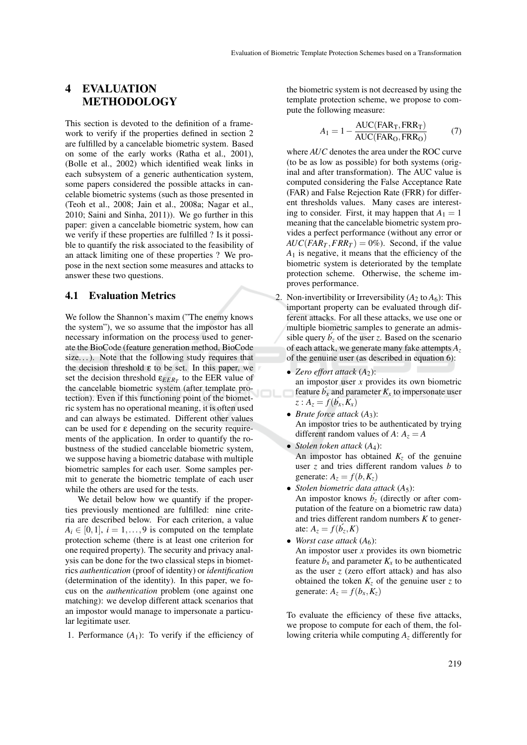## 4 EVALUATION METHODOLOGY

This section is devoted to the definition of a framework to verify if the properties defined in section 2 are fulfilled by a cancelable biometric system. Based on some of the early works (Ratha et al., 2001), (Bolle et al., 2002) which identified weak links in each subsystem of a generic authentication system, some papers considered the possible attacks in cancelable biometric systems (such as those presented in (Teoh et al., 2008; Jain et al., 2008a; Nagar et al., 2010; Saini and Sinha, 2011)). We go further in this paper: given a cancelable biometric system, how can we verify if these properties are fulfilled ? Is it possible to quantify the risk associated to the feasibility of an attack limiting one of these properties ? We propose in the next section some measures and attacks to answer these two questions.

### 4.1 Evaluation Metrics

We follow the Shannon's maxim ("The enemy knows the system"), we so assume that the impostor has all necessary information on the process used to generate the BioCode (feature generation method, BioCode size...). Note that the following study requires that the decision threshold $\varepsilon$ to be set. In this paper, we set the decision threshold $\varepsilon_{EER_T}$ to the EER value of the cancelable biometric system (after template protection). Even if this functioning point of the biometric system has no operational meaning, it is often used and can always be estimated. Different other values can be used for $\varepsilon$ depending on the security requirements of the application. In order to quantify the robustness of the studied cancelable biometric system, we suppose having a biometric database with multiple biometric samples for each user. Some samples permit to generate the biometric template of each user while the others are used for the tests.

We detail below how we quantify if the properties previously mentioned are fulfilled: nine criteria are described below. For each criterion, a value $A_i \in [0,1]$, $i = 1, \ldots, 9$ is computed on the template protection scheme (there is at least one criterion for one required property). The security and privacy analysis can be done for the two classical steps in biometrics *authentication* (proof of identity) or *identification* (determination of the identity). In this paper, we focus on the *authentication* problem (one against one matching): we develop different attack scenarios that an impostor would manage to impersonate a particular legitimate user.

1. Performance ($A_1$): To verify if the efficiency of the biometric system is not decreased by using the template protection scheme, we propose to compute the following measure:

$$A_1 = 1 - \frac{\text{AUC}(\text{FAR}_\text{T}, \text{FRR}_\text{T})}{\text{AUC}(\text{FAR}_\text{O}, \text{FRR}_\text{O})} \tag{7}$$

where *AUC* denotes the area under the ROC curve (to be as low as possible) for both systems (original and after transformation). The AUC value is computed considering the False Acceptance Rate (FAR) and False Rejection Rate (FRR) for different thresholds values. Many cases are interesting to consider. First, it may happen that $A_1 = 1$ meaning that the cancelable biometric system provides a perfect performance (without any error or $AUC(FAR_T, FRR_T) = 0\%$). Second, if the value $A_1$ is negative, it means that the efficiency of the biometric system is deteriorated by the template protection scheme. Otherwise, the scheme improves performance.

2. Non-invertibility or Irreversibility ($A_2$ to $A_6$): This important property can be evaluated through different attacks. For all these attacks, we use one or multiple biometric samples to generate an admissible query $\acute{b_z}$ of the user $z$. Based on the scenario of each attack, we generate many fake attempts $A_z$ of the genuine user (as described in equation 6):
   - *Zero effort attack* ($A_2$): an impostor user $x$ provides its own biometric feature $\acute{b_x}$ and parameter $K_x$ to impersonate user $z$ : $A_z = f(\acute{b_x}, K_x)$
   - *Brute force attack* ($A_3$): An impostor tries to be authenticated by trying different random values of $A$: $A_z = A$
   - *Stolen token attack* ($A_4$): An impostor has obtained $K_z$ of the genuine user $z$ and tries different random values $b$ to generate: $A_z = f(b, K_z)$
   - *Stolen biometric data attack* ($A_5$): An impostor knows $\acute{b_z}$ (directly or after computation of the feature on a biometric raw data) and tries different random numbers $K$ to generate: $A_z = f(\acute{b_z}, K)$
   - *Worst case attack* ($A_6$): An impostor user $x$ provides its own biometric feature $\acute{b_x}$ and parameter $K_x$ to be authenticated as the user $z$ (zero effort attack) and has also obtained the token $K_z$ of the genuine user $z$ to generate: $A_z = f(b_x, K_z)$

To evaluate the efficiency of these five attacks, we propose to compute for each of them, the following criteria while computing $A_z$ differently for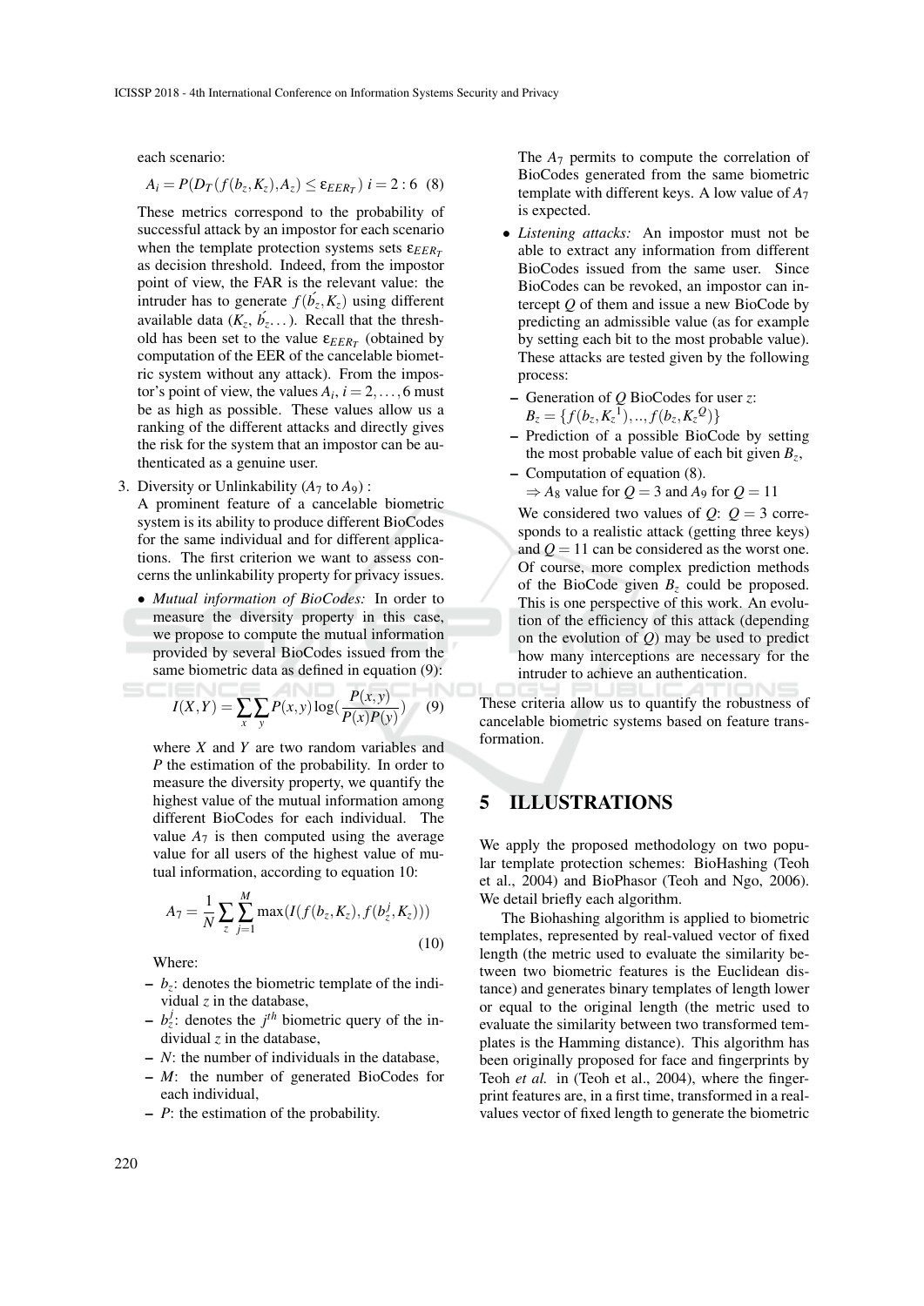each scenario:

$$A_i = P(D_T(f(b_z, K_z), A_z) \leq \varepsilon_{EER_T})\ i = 2:6 \quad (8)$$

These metrics correspond to the probability of successful attack by an impostor for each scenario when the template protection systems sets $\varepsilon_{EER_T}$ as decision threshold. Indeed, from the impostor point of view, the FAR is the relevant value: the intruder has to generate $f(\acute{b_z}, K_z)$ using different available data ($K_z$, $\acute{b_z}\dots$). Recall that the threshold has been set to the value $\varepsilon_{EER_T}$ (obtained by computation of the EER of the cancelable biometric system without any attack). From the impostor's point of view, the values $A_i$, $i = 2, \dots, 6$ must be as high as possible. These values allow us a ranking of the different attacks and directly gives the risk for the system that an impostor can be authenticated as a genuine user.

3. Diversity or Unlinkability ($A_7$ to $A_9$) :
   A prominent feature of a cancelable biometric system is its ability to produce different BioCodes for the same individual and for different applications. The first criterion we want to assess concerns the unlinkability property for privacy issues.

   - *Mutual information of BioCodes:* In order to measure the diversity property in this case, we propose to compute the mutual information provided by several BioCodes issued from the same biometric data as defined in equation (9):

     $$I(X,Y) = \sum_x \sum_y P(x,y) \log\left(\frac{P(x,y)}{P(x)P(y)}\right) \quad (9)$$

     where $X$ and $Y$ are two random variables and $P$ the estimation of the probability. In order to measure the diversity property, we quantify the highest value of the mutual information among different BioCodes for each individual. The value $A_7$ is then computed using the average value for all users of the highest value of mutual information, according to equation 10:

     $$A_7 = \frac{1}{N} \sum_z \sum_{j=1}^{M} \max(I(f(b_z, K_z), f(b_z^j, K_z))) \quad (10)$$

     Where:
     - $b_z$: denotes the biometric template of the individual $z$ in the database,
     - $b_z^j$: denotes the $j^{th}$ biometric query of the individual $z$ in the database,
     - $N$: the number of individuals in the database,
     - $M$: the number of generated BioCodes for each individual,
     - $P$: the estimation of the probability.

     The $A_7$ permits to compute the correlation of BioCodes generated from the same biometric template with different keys. A low value of $A_7$ is expected.

   - *Listening attacks:* An impostor must not be able to extract any information from different BioCodes issued from the same user. Since BioCodes can be revoked, an impostor can intercept $Q$ of them and issue a new BioCode by predicting an admissible value (as for example by setting each bit to the most probable value). These attacks are tested given by the following process:
     - Generation of $Q$ BioCodes for user $z$: $B_z = \{f(b_z, K_z^1), .., f(b_z, K_z^Q)\}$
     - Prediction of a possible BioCode by setting the most probable value of each bit given $B_z$,
     - Computation of equation (8).
       $\Rightarrow A_8$ value for $Q = 3$ and $A_9$ for $Q = 11$

     We considered two values of $Q$: $Q = 3$ corresponds to a realistic attack (getting three keys) and $Q = 11$ can be considered as the worst one. Of course, more complex prediction methods of the BioCode given $B_z$ could be proposed. This is one perspective of this work. An evolution of the efficiency of this attack (depending on the evolution of $Q$) may be used to predict how many interceptions are necessary for the intruder to achieve an authentication.

These criteria allow us to quantify the robustness of cancelable biometric systems based on feature transformation.

## 5 ILLUSTRATIONS

We apply the proposed methodology on two popular template protection schemes: BioHashing (Teoh et al., 2004) and BioPhasor (Teoh and Ngo, 2006). We detail briefly each algorithm.

The Biohashing algorithm is applied to biometric templates, represented by real-valued vector of fixed length (the metric used to evaluate the similarity between two biometric features is the Euclidean distance) and generates binary templates of length lower or equal to the original length (the metric used to evaluate the similarity between two transformed templates is the Hamming distance). This algorithm has been originally proposed for face and fingerprints by Teoh *et al.* in (Teoh et al., 2004), where the fingerprint features are, in a first time, transformed in a real-values vector of fixed length to generate the biometric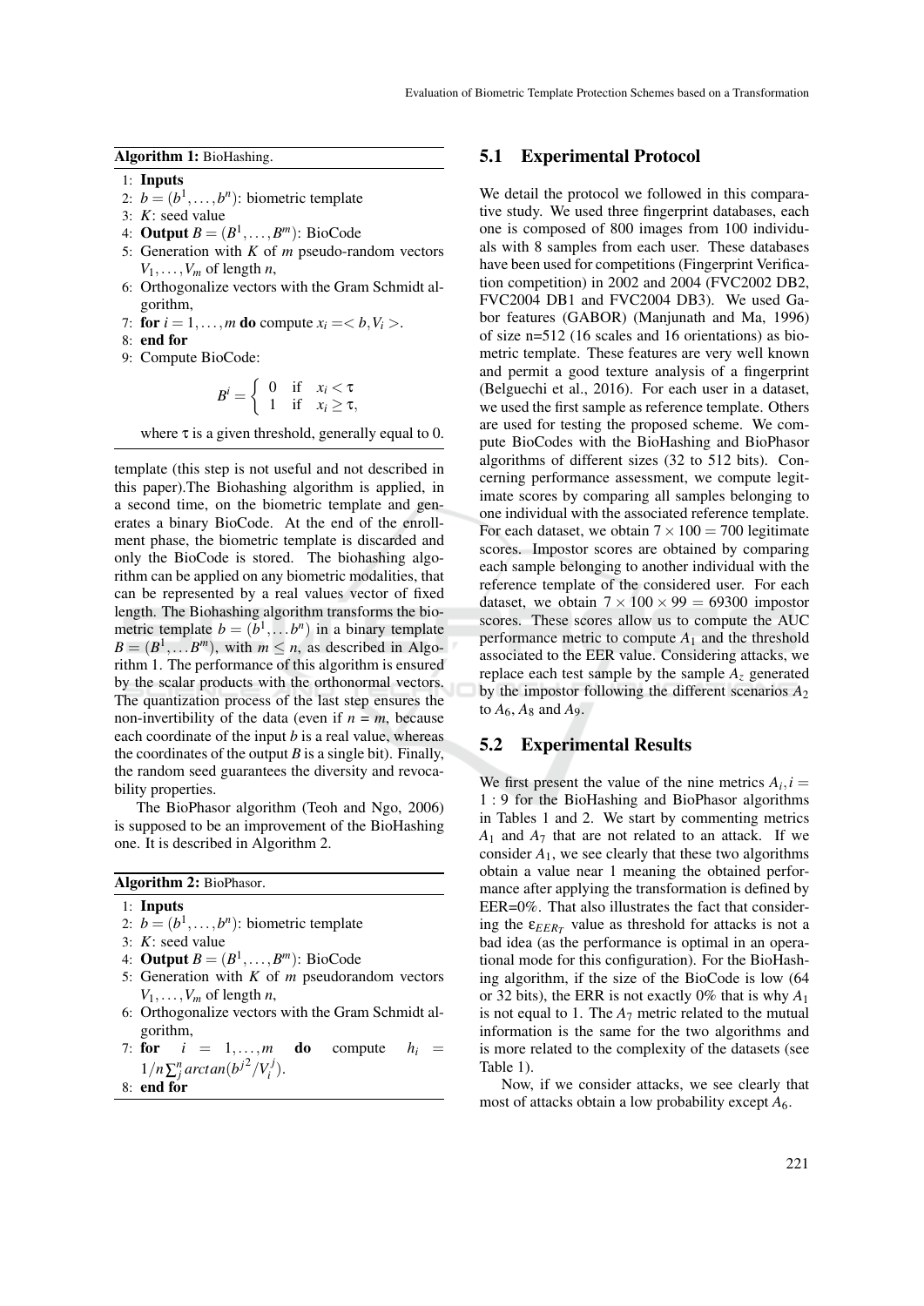**Algorithm 1:** BioHashing.

1: **Inputs**
2: $b = (b^1, \ldots, b^n)$: biometric template
3: $K$: seed value
4: **Output** $B = (B^1, \ldots, B^m)$: BioCode
5: Generation with $K$ of $m$ pseudo-random vectors $V_1, \ldots, V_m$ of length $n$,
6: Orthogonalize vectors with the Gram Schmidt algorithm,
7: **for** $i = 1, \ldots, m$ **do** compute $x_i = < b, V_i >$.
8: **end for**
9: Compute BioCode:

$$B^i = \begin{cases} 0 & \text{if} \quad x_i < \tau \\ 1 & \text{if} \quad x_i \geq \tau, \end{cases}$$

where $\tau$ is a given threshold, generally equal to 0.

template (this step is not useful and not described in this paper).The Biohashing algorithm is applied, in a second time, on the biometric template and generates a binary BioCode. At the end of the enrollment phase, the biometric template is discarded and only the BioCode is stored. The biohashing algorithm can be applied on any biometric modalities, that can be represented by a real values vector of fixed length. The Biohashing algorithm transforms the biometric template $b = (b^1, \ldots b^n)$ in a binary template $B = (B^1, \ldots B^m)$, with $m \leq n$, as described in Algorithm 1. The performance of this algorithm is ensured by the scalar products with the orthonormal vectors. The quantization process of the last step ensures the non-invertibility of the data (even if $n = m$, because each coordinate of the input $b$ is a real value, whereas the coordinates of the output $B$ is a single bit). Finally, the random seed guarantees the diversity and revocability properties.

The BioPhasor algorithm (Teoh and Ngo, 2006) is supposed to be an improvement of the BioHashing one. It is described in Algorithm 2.

**Algorithm 2:** BioPhasor.

1: **Inputs**
2: $b = (b^1, \ldots, b^n)$: biometric template
3: $K$: seed value
4: **Output** $B = (B^1, \ldots, B^m)$: BioCode
5: Generation with $K$ of $m$ pseudorandom vectors $V_1, \ldots, V_m$ of length $n$,
6: Orthogonalize vectors with the Gram Schmidt algorithm,
7: **for** $i = 1, \ldots, m$ **do** compute $h_i = 1/n \sum_j^n arctan(b^{j^2}/V_i^j)$.
8: **end for**

## 5.1 Experimental Protocol

We detail the protocol we followed in this comparative study. We used three fingerprint databases, each one is composed of 800 images from 100 individuals with 8 samples from each user. These databases have been used for competitions (Fingerprint Verification competition) in 2002 and 2004 (FVC2002 DB2, FVC2004 DB1 and FVC2004 DB3). We used Gabor features (GABOR) (Manjunath and Ma, 1996) of size n=512 (16 scales and 16 orientations) as biometric template. These features are very well known and permit a good texture analysis of a fingerprint (Belguechi et al., 2016). For each user in a dataset, we used the first sample as reference template. Others are used for testing the proposed scheme. We compute BioCodes with the BioHashing and BioPhasor algorithms of different sizes (32 to 512 bits). Concerning performance assessment, we compute legitimate scores by comparing all samples belonging to one individual with the associated reference template. For each dataset, we obtain $7 \times 100 = 700$ legitimate scores. Impostor scores are obtained by comparing each sample belonging to another individual with the reference template of the considered user. For each dataset, we obtain $7 \times 100 \times 99 = 69300$ impostor scores. These scores allow us to compute the AUC performance metric to compute $A_1$ and the threshold associated to the EER value. Considering attacks, we replace each test sample by the sample $A_z$ generated by the impostor following the different scenarios $A_2$ to $A_6$, $A_8$ and $A_9$.

## 5.2 Experimental Results

We first present the value of the nine metrics $A_i, i = 1:9$ for the BioHashing and BioPhasor algorithms in Tables 1 and 2. We start by commenting metrics $A_1$ and $A_7$ that are not related to an attack. If we consider $A_1$, we see clearly that these two algorithms obtain a value near 1 meaning the obtained performance after applying the transformation is defined by EER=0%. That also illustrates the fact that considering the $\varepsilon_{EER_T}$ value as threshold for attacks is not a bad idea (as the performance is optimal in an operational mode for this configuration). For the BioHashing algorithm, if the size of the BioCode is low (64 or 32 bits), the ERR is not exactly 0% that is why $A_1$ is not equal to 1. The $A_7$ metric related to the mutual information is the same for the two algorithms and is more related to the complexity of the datasets (see Table 1).

Now, if we consider attacks, we see clearly that most of attacks obtain a low probability except $A_6$.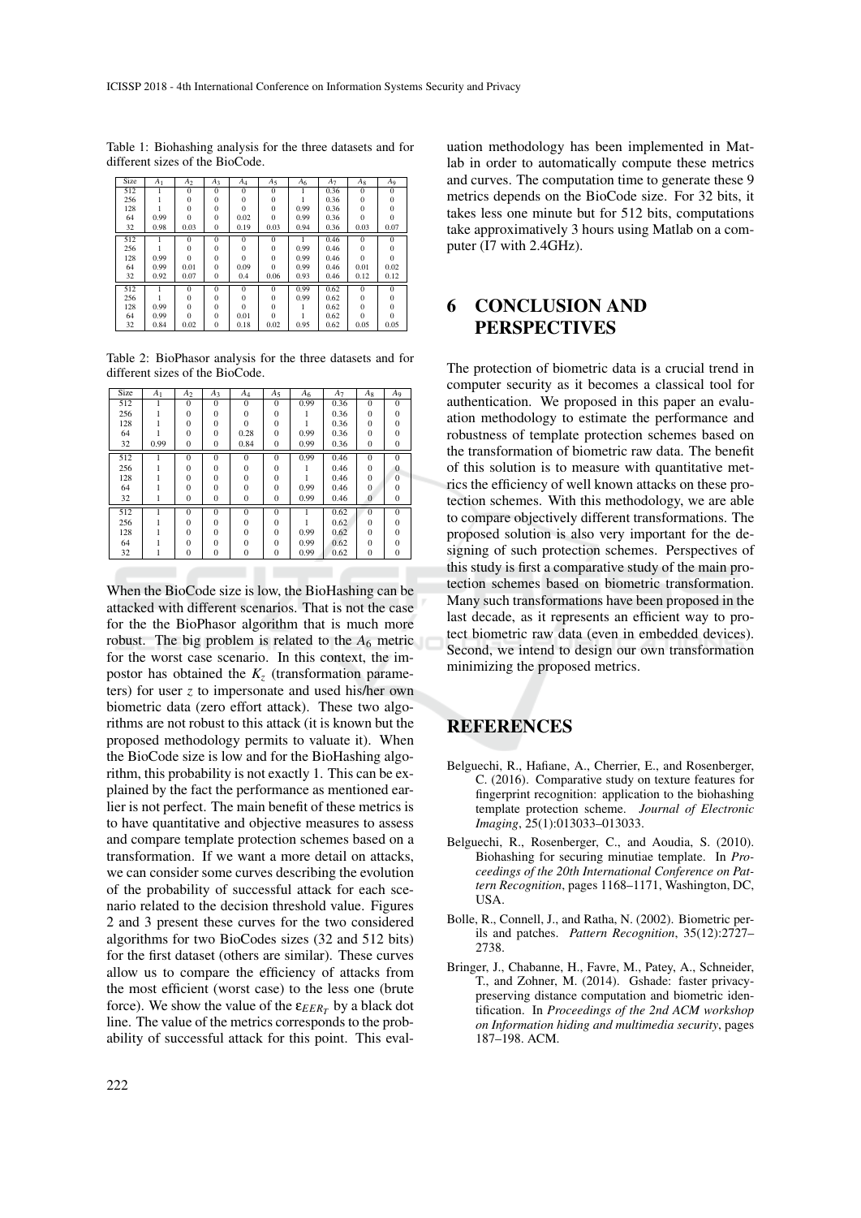Table 1: Biohashing analysis for the three datasets and for different sizes of the BioCode.

| Size | $A_1$ | $A_2$ | $A_3$ | $A_4$ | $A_5$ | $A_6$ | $A_7$ | $A_8$ | $A_9$ |
|---|---|---|---|---|---|---|---|---|---|
| 512 | 1 | 0 | 0 | 0 | 0 | 1 | 0.36 | 0 | 0 |
| 256 | 1 | 0 | 0 | 0 | 0 | 1 | 0.36 | 0 | 0 |
| 128 | 1 | 0 | 0 | 0 | 0 | 0.99 | 0.36 | 0 | 0 |
| 64 | 0.99 | 0 | 0 | 0.02 | 0 | 0.99 | 0.36 | 0 | 0 |
| 32 | 0.98 | 0.03 | 0 | 0.19 | 0.03 | 0.94 | 0.36 | 0.03 | 0.07 |
| 512 | 1 | 0 | 0 | 0 | 0 | 1 | 0.46 | 0 | 0 |
| 256 | 1 | 0 | 0 | 0 | 0 | 0.99 | 0.46 | 0 | 0 |
| 128 | 0.99 | 0 | 0 | 0 | 0 | 0.99 | 0.46 | 0 | 0 |
| 64 | 0.99 | 0.01 | 0 | 0.09 | 0 | 0.99 | 0.46 | 0.01 | 0.02 |
| 32 | 0.92 | 0.07 | 0 | 0.4 | 0.06 | 0.93 | 0.46 | 0.12 | 0.12 |
| 512 | 1 | 0 | 0 | 0 | 0 | 0.99 | 0.62 | 0 | 0 |
| 256 | 1 | 0 | 0 | 0 | 0 | 0.99 | 0.62 | 0 | 0 |
| 128 | 0.99 | 0 | 0 | 0 | 0 | 1 | 0.62 | 0 | 0 |
| 64 | 0.99 | 0 | 0 | 0.01 | 0 | 1 | 0.62 | 0 | 0 |
| 32 | 0.84 | 0.02 | 0 | 0.18 | 0.02 | 0.95 | 0.62 | 0.05 | 0.05 |

Table 2: BioPhasor analysis for the three datasets and for different sizes of the BioCode.

| Size | $A_1$ | $A_2$ | $A_3$ | $A_4$ | $A_5$ | $A_6$ | $A_7$ | $A_8$ | $A_9$ |
|---|---|---|---|---|---|---|---|---|---|
| 512 | 1 | 0 | 0 | 0 | 0 | 0.99 | 0.36 | 0 | 0 |
| 256 | 1 | 0 | 0 | 0 | 0 | 1 | 0.36 | 0 | 0 |
| 128 | 1 | 0 | 0 | 0 | 0 | 1 | 0.36 | 0 | 0 |
| 64 | 1 | 0 | 0 | 0.28 | 0 | 0.99 | 0.36 | 0 | 0 |
| 32 | 0.99 | 0 | 0 | 0.84 | 0 | 0.99 | 0.36 | 0 | 0 |
| 512 | 1 | 0 | 0 | 0 | 0 | 0.99 | 0.46 | 0 | 0 |
| 256 | 1 | 0 | 0 | 0 | 0 | 1 | 0.46 | 0 | 0 |
| 128 | 1 | 0 | 0 | 0 | 0 | 1 | 0.46 | 0 | 0 |
| 64 | 1 | 0 | 0 | 0 | 0 | 0.99 | 0.46 | 0 | 0 |
| 32 | 1 | 0 | 0 | 0 | 0 | 0.99 | 0.46 | 0 | 0 |
| 512 | 1 | 0 | 0 | 0 | 0 | 1 | 0.62 | 0 | 0 |
| 256 | 1 | 0 | 0 | 0 | 0 | 1 | 0.62 | 0 | 0 |
| 128 | 1 | 0 | 0 | 0 | 0 | 0.99 | 0.62 | 0 | 0 |
| 64 | 1 | 0 | 0 | 0 | 0 | 0.99 | 0.62 | 0 | 0 |
| 32 | 1 | 0 | 0 | 0 | 0 | 0.99 | 0.62 | 0 | 0 |

When the BioCode size is low, the BioHashing can be attacked with different scenarios. That is not the case for the the BioPhasor algorithm that is much more robust. The big problem is related to the $A_6$ metric for the worst case scenario. In this context, the impostor has obtained the $K_z$ (transformation parameters) for user $z$ to impersonate and used his/her own biometric data (zero effort attack). These two algorithms are not robust to this attack (it is known but the proposed methodology permits to valuate it). When the BioCode size is low and for the BioHashing algorithm, this probability is not exactly 1. This can be explained by the fact the performance as mentioned earlier is not perfect. The main benefit of these metrics is to have quantitative and objective measures to assess and compare template protection schemes based on a transformation. If we want a more detail on attacks, we can consider some curves describing the evolution of the probability of successful attack for each scenario related to the decision threshold value. Figures 2 and 3 present these curves for the two considered algorithms for two BioCodes sizes (32 and 512 bits) for the first dataset (others are similar). These curves allow us to compare the efficiency of attacks from the most efficient (worst case) to the less one (brute force). We show the value of the $\varepsilon_{EER_T}$ by a black dot line. The value of the metrics corresponds to the probability of successful attack for this point. This evaluation methodology has been implemented in Matlab in order to automatically compute these metrics and curves. The computation time to generate these 9 metrics depends on the BioCode size. For 32 bits, it takes less one minute but for 512 bits, computations take approximately 3 hours using Matlab on a computer (I7 with 2.4GHz).

# 6 CONCLUSION AND PERSPECTIVES

The protection of biometric data is a crucial trend in computer security as it becomes a classical tool for authentication. We proposed in this paper an evaluation methodology to estimate the performance and robustness of template protection schemes based on the transformation of biometric raw data. The benefit of this solution is to measure with quantitative metrics the efficiency of well known attacks on these protection schemes. With this methodology, we are able to compare objectively different transformations. The proposed solution is also very important for the designing of such protection schemes. Perspectives of this study is first a comparative study of the main protection schemes based on biometric transformation. Many such transformations have been proposed in the last decade, as it represents an efficient way to protect biometric raw data (even in embedded devices). Second, we intend to design our own transformation minimizing the proposed metrics.

# REFERENCES

Belguechi, R., Hafiane, A., Cherrier, E., and Rosenberger, C. (2016). Comparative study on texture features for fingerprint recognition: application to the biohashing template protection scheme. *Journal of Electronic Imaging*, 25(1):013033–013033.

Belguechi, R., Rosenberger, C., and Aoudia, S. (2010). Biohashing for securing minutiae template. In *Proceedings of the 20th International Conference on Pattern Recognition*, pages 1168–1171, Washington, DC, USA.

Bolle, R., Connell, J., and Ratha, N. (2002). Biometric perils and patches. *Pattern Recognition*, 35(12):2727–2738.

Bringer, J., Chabanne, H., Favre, M., Patey, A., Schneider, T., and Zohner, M. (2014). Gshade: faster privacy-preserving distance computation and biometric identification. In *Proceedings of the 2nd ACM workshop on Information hiding and multimedia security*, pages 187–198. ACM.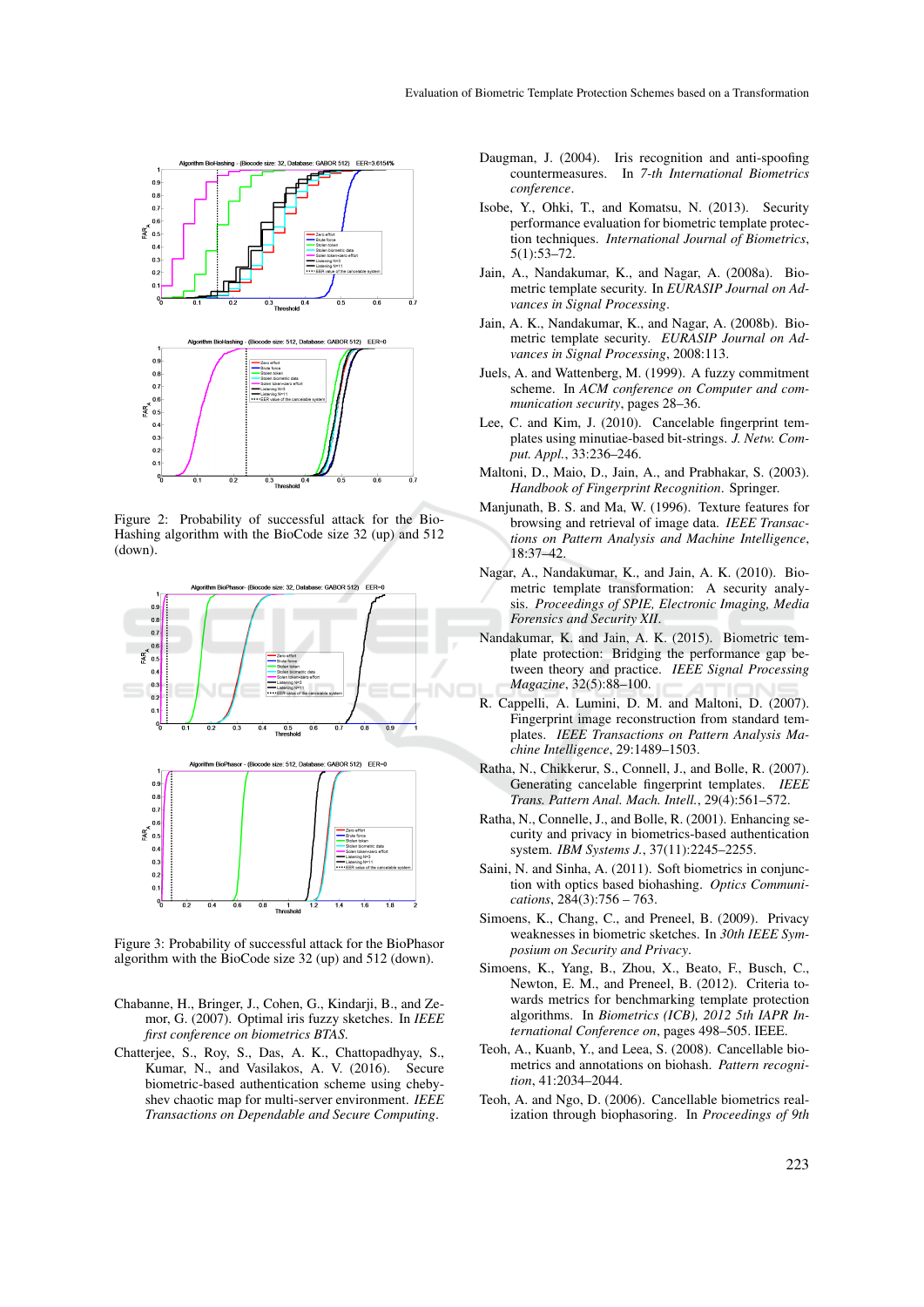Figure 2: Probability of successful attack for the BioHashing algorithm with the BioCode size 32 (up) and 512 (down).

Figure 3: Probability of successful attack for the BioPhasor algorithm with the BioCode size 32 (up) and 512 (down).

Chabanne, H., Bringer, J., Cohen, G., Kindarji, B., and Zemor, G. (2007). Optimal iris fuzzy sketches. In *IEEE first conference on biometrics BTAS*.

Chatterjee, S., Roy, S., Das, A. K., Chattopadhyay, S., Kumar, N., and Vasilakos, A. V. (2016). Secure biometric-based authentication scheme using chebyshev chaotic map for multi-server environment. *IEEE Transactions on Dependable and Secure Computing*.

Daugman, J. (2004). Iris recognition and anti-spoofing countermeasures. In *7-th International Biometrics conference*.

Isobe, Y., Ohki, T., and Komatsu, N. (2013). Security performance evaluation for biometric template protection techniques. *International Journal of Biometrics*, 5(1):53–72.

Jain, A., Nandakumar, K., and Nagar, A. (2008a). Biometric template security. In *EURASIP Journal on Advances in Signal Processing*.

Jain, A. K., Nandakumar, K., and Nagar, A. (2008b). Biometric template security. *EURASIP Journal on Advances in Signal Processing*, 2008:113.

Juels, A. and Wattenberg, M. (1999). A fuzzy commitment scheme. In *ACM conference on Computer and communication security*, pages 28–36.

Lee, C. and Kim, J. (2010). Cancelable fingerprint templates using minutiae-based bit-strings. *J. Netw. Comput. Appl.*, 33:236–246.

Maltoni, D., Maio, D., Jain, A., and Prabhakar, S. (2003). *Handbook of Fingerprint Recognition*. Springer.

Manjunath, B. S. and Ma, W. (1996). Texture features for browsing and retrieval of image data. *IEEE Transactions on Pattern Analysis and Machine Intelligence*, 18:37–42.

Nagar, A., Nandakumar, K., and Jain, A. K. (2010). Biometric template transformation: A security analysis. *Proceedings of SPIE, Electronic Imaging, Media Forensics and Security XII*.

Nandakumar, K. and Jain, A. K. (2015). Biometric template protection: Bridging the performance gap between theory and practice. *IEEE Signal Processing Magazine*, 32(5):88–100.

R. Cappelli, A. Lumini, D. M. and Maltoni, D. (2007). Fingerprint image reconstruction from standard templates. *IEEE Transactions on Pattern Analysis Machine Intelligence*, 29:1489–1503.

Ratha, N., Chikkerur, S., Connell, J., and Bolle, R. (2007). Generating cancelable fingerprint templates. *IEEE Trans. Pattern Anal. Mach. Intell.*, 29(4):561–572.

Ratha, N., Connelle, J., and Bolle, R. (2001). Enhancing security and privacy in biometrics-based authentication system. *IBM Systems J.*, 37(11):2245–2255.

Saini, N. and Sinha, A. (2011). Soft biometrics in conjunction with optics based biohashing. *Optics Communications*, 284(3):756 – 763.

Simoens, K., Chang, C., and Preneel, B. (2009). Privacy weaknesses in biometric sketches. In *30th IEEE Symposium on Security and Privacy*.

Simoens, K., Yang, B., Zhou, X., Beato, F., Busch, C., Newton, E. M., and Preneel, B. (2012). Criteria towards metrics for benchmarking template protection algorithms. In *Biometrics (ICB), 2012 5th IAPR International Conference on*, pages 498–505. IEEE.

Teoh, A., Kuanb, Y., and Leea, S. (2008). Cancellable biometrics and annotations on biohash. *Pattern recognition*, 41:2034–2044.

Teoh, A. and Ngo, D. (2006). Cancellable biometrics realization through biophasoring. In *Proceedings of 9th*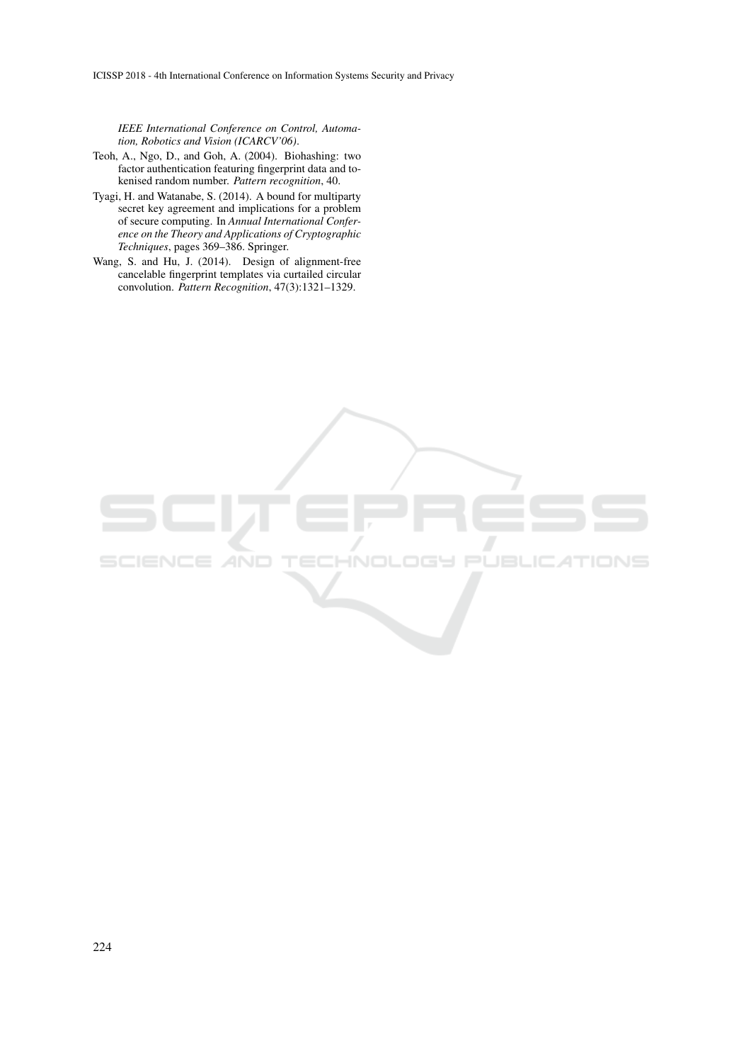*IEEE International Conference on Control, Automation, Robotics and Vision (ICARCV'06)*.

Teoh, A., Ngo, D., and Goh, A. (2004). Biohashing: two factor authentication featuring fingerprint data and tokenised random number. *Pattern recognition*, 40.

Tyagi, H. and Watanabe, S. (2014). A bound for multiparty secret key agreement and implications for a problem of secure computing. In *Annual International Conference on the Theory and Applications of Cryptographic Techniques*, pages 369–386. Springer.

Wang, S. and Hu, J. (2014). Design of alignment-free cancelable fingerprint templates via curtailed circular convolution. *Pattern Recognition*, 47(3):1321–1329.